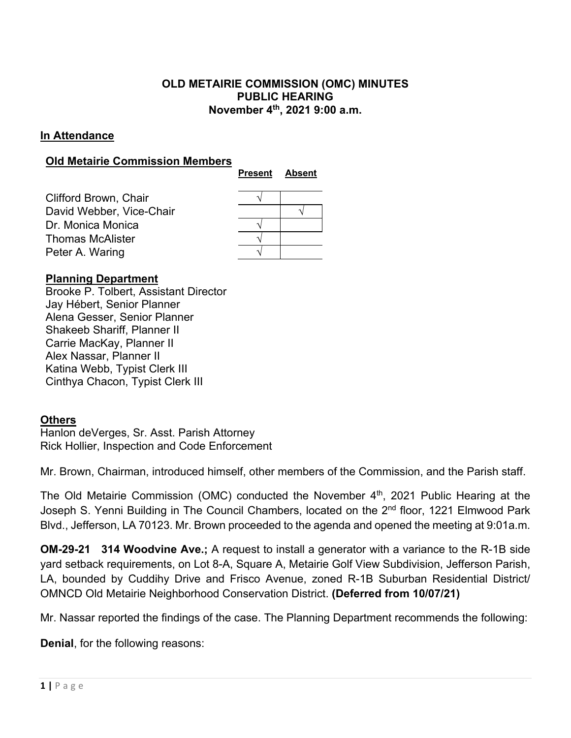# OLD METAIRIE COMMISSION (OMC) MINUTES
## PUBLIC HEARING
### November 4th, 2021 9:00 a.m.

## In Attendance

### Old Metairie Commission Members

| | Present | Absent |
|---|---|---|
| Clifford Brown, Chair | √ | |
| David Webber, Vice-Chair | | √ |
| Dr. Monica Monica | √ | |
| Thomas McAlister | √ | |
| Peter A. Waring | √ | |

### Planning Department

Brooke P. Tolbert, Assistant Director
Jay Hébert, Senior Planner
Alena Gesser, Senior Planner
Shakeeb Shariff, Planner II
Carrie MacKay, Planner II
Alex Nassar, Planner II
Katina Webb, Typist Clerk III
Cinthya Chacon, Typist Clerk III

## Others

Hanlon deVerges, Sr. Asst. Parish Attorney
Rick Hollier, Inspection and Code Enforcement

Mr. Brown, Chairman, introduced himself, other members of the Commission, and the Parish staff.

The Old Metairie Commission (OMC) conducted the November 4th, 2021 Public Hearing at the Joseph S. Yenni Building in The Council Chambers, located on the 2nd floor, 1221 Elmwood Park Blvd., Jefferson, LA 70123. Mr. Brown proceeded to the agenda and opened the meeting at 9:01a.m.

**OM-29-21 314 Woodvine Ave.;** A request to install a generator with a variance to the R-1B side yard setback requirements, on Lot 8-A, Square A, Metairie Golf View Subdivision, Jefferson Parish, LA, bounded by Cuddihy Drive and Frisco Avenue, zoned R-1B Suburban Residential District/ OMNCD Old Metairie Neighborhood Conservation District. **(Deferred from 10/07/21)**

Mr. Nassar reported the findings of the case. The Planning Department recommends the following:

**Denial**, for the following reasons: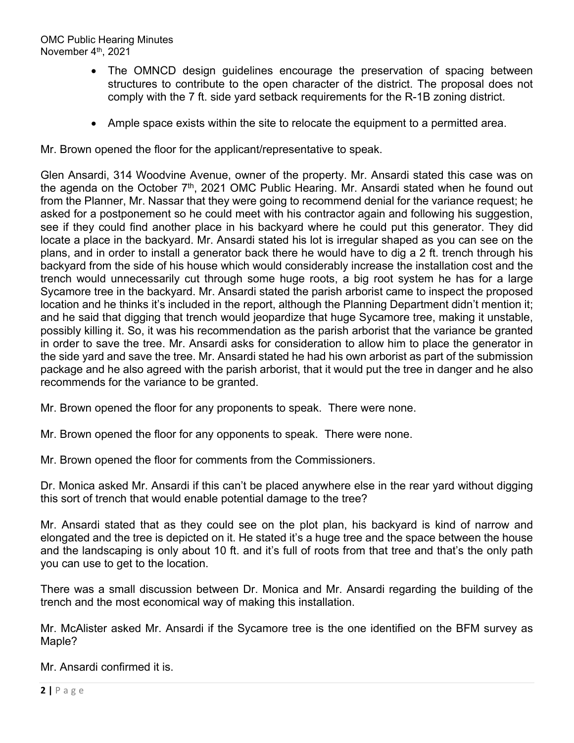- The OMNCD design guidelines encourage the preservation of spacing between structures to contribute to the open character of the district. The proposal does not comply with the 7 ft. side yard setback requirements for the R-1B zoning district.

- Ample space exists within the site to relocate the equipment to a permitted area.

Mr. Brown opened the floor for the applicant/representative to speak.

Glen Ansardi, 314 Woodvine Avenue, owner of the property. Mr. Ansardi stated this case was on the agenda on the October 7th, 2021 OMC Public Hearing. Mr. Ansardi stated when he found out from the Planner, Mr. Nassar that they were going to recommend denial for the variance request; he asked for a postponement so he could meet with his contractor again and following his suggestion, see if they could find another place in his backyard where he could put this generator. They did locate a place in the backyard. Mr. Ansardi stated his lot is irregular shaped as you can see on the plans, and in order to install a generator back there he would have to dig a 2 ft. trench through his backyard from the side of his house which would considerably increase the installation cost and the trench would unnecessarily cut through some huge roots, a big root system he has for a large Sycamore tree in the backyard. Mr. Ansardi stated the parish arborist came to inspect the proposed location and he thinks it's included in the report, although the Planning Department didn't mention it; and he said that digging that trench would jeopardize that huge Sycamore tree, making it unstable, possibly killing it. So, it was his recommendation as the parish arborist that the variance be granted in order to save the tree. Mr. Ansardi asks for consideration to allow him to place the generator in the side yard and save the tree. Mr. Ansardi stated he had his own arborist as part of the submission package and he also agreed with the parish arborist, that it would put the tree in danger and he also recommends for the variance to be granted.

Mr. Brown opened the floor for any proponents to speak. There were none.

Mr. Brown opened the floor for any opponents to speak. There were none.

Mr. Brown opened the floor for comments from the Commissioners.

Dr. Monica asked Mr. Ansardi if this can't be placed anywhere else in the rear yard without digging this sort of trench that would enable potential damage to the tree?

Mr. Ansardi stated that as they could see on the plot plan, his backyard is kind of narrow and elongated and the tree is depicted on it. He stated it's a huge tree and the space between the house and the landscaping is only about 10 ft. and it's full of roots from that tree and that's the only path you can use to get to the location.

There was a small discussion between Dr. Monica and Mr. Ansardi regarding the building of the trench and the most economical way of making this installation.

Mr. McAlister asked Mr. Ansardi if the Sycamore tree is the one identified on the BFM survey as Maple?

Mr. Ansardi confirmed it is.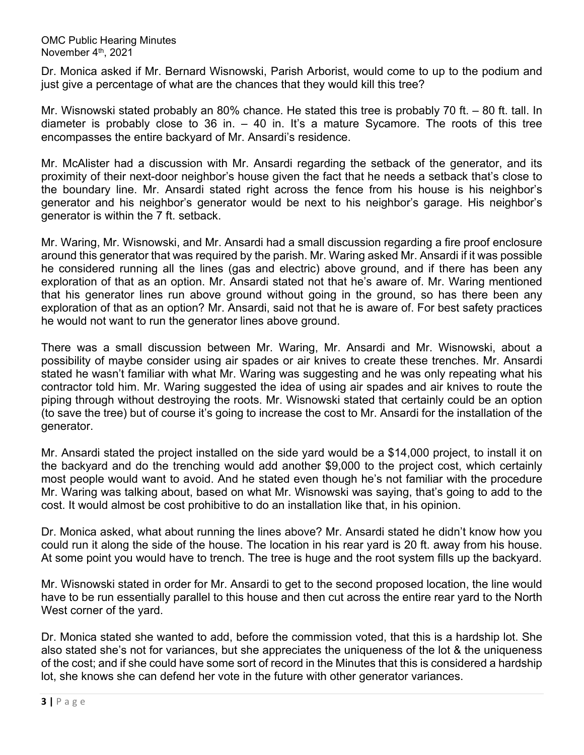Dr. Monica asked if Mr. Bernard Wisnowski, Parish Arborist, would come to up to the podium and just give a percentage of what are the chances that they would kill this tree?

Mr. Wisnowski stated probably an 80% chance. He stated this tree is probably 70 ft. – 80 ft. tall. In diameter is probably close to 36 in. – 40 in. It's a mature Sycamore. The roots of this tree encompasses the entire backyard of Mr. Ansardi's residence.

Mr. McAlister had a discussion with Mr. Ansardi regarding the setback of the generator, and its proximity of their next-door neighbor's house given the fact that he needs a setback that's close to the boundary line. Mr. Ansardi stated right across the fence from his house is his neighbor's generator and his neighbor's generator would be next to his neighbor's garage. His neighbor's generator is within the 7 ft. setback.

Mr. Waring, Mr. Wisnowski, and Mr. Ansardi had a small discussion regarding a fire proof enclosure around this generator that was required by the parish. Mr. Waring asked Mr. Ansardi if it was possible he considered running all the lines (gas and electric) above ground, and if there has been any exploration of that as an option. Mr. Ansardi stated not that he's aware of. Mr. Waring mentioned that his generator lines run above ground without going in the ground, so has there been any exploration of that as an option? Mr. Ansardi, said not that he is aware of. For best safety practices he would not want to run the generator lines above ground.

There was a small discussion between Mr. Waring, Mr. Ansardi and Mr. Wisnowski, about a possibility of maybe consider using air spades or air knives to create these trenches. Mr. Ansardi stated he wasn't familiar with what Mr. Waring was suggesting and he was only repeating what his contractor told him. Mr. Waring suggested the idea of using air spades and air knives to route the piping through without destroying the roots. Mr. Wisnowski stated that certainly could be an option (to save the tree) but of course it's going to increase the cost to Mr. Ansardi for the installation of the generator.

Mr. Ansardi stated the project installed on the side yard would be a $14,000 project, to install it on the backyard and do the trenching would add another $9,000 to the project cost, which certainly most people would want to avoid. And he stated even though he's not familiar with the procedure Mr. Waring was talking about, based on what Mr. Wisnowski was saying, that's going to add to the cost. It would almost be cost prohibitive to do an installation like that, in his opinion.

Dr. Monica asked, what about running the lines above? Mr. Ansardi stated he didn't know how you could run it along the side of the house. The location in his rear yard is 20 ft. away from his house. At some point you would have to trench. The tree is huge and the root system fills up the backyard.

Mr. Wisnowski stated in order for Mr. Ansardi to get to the second proposed location, the line would have to be run essentially parallel to this house and then cut across the entire rear yard to the North West corner of the yard.

Dr. Monica stated she wanted to add, before the commission voted, that this is a hardship lot. She also stated she's not for variances, but she appreciates the uniqueness of the lot & the uniqueness of the cost; and if she could have some sort of record in the Minutes that this is considered a hardship lot, she knows she can defend her vote in the future with other generator variances.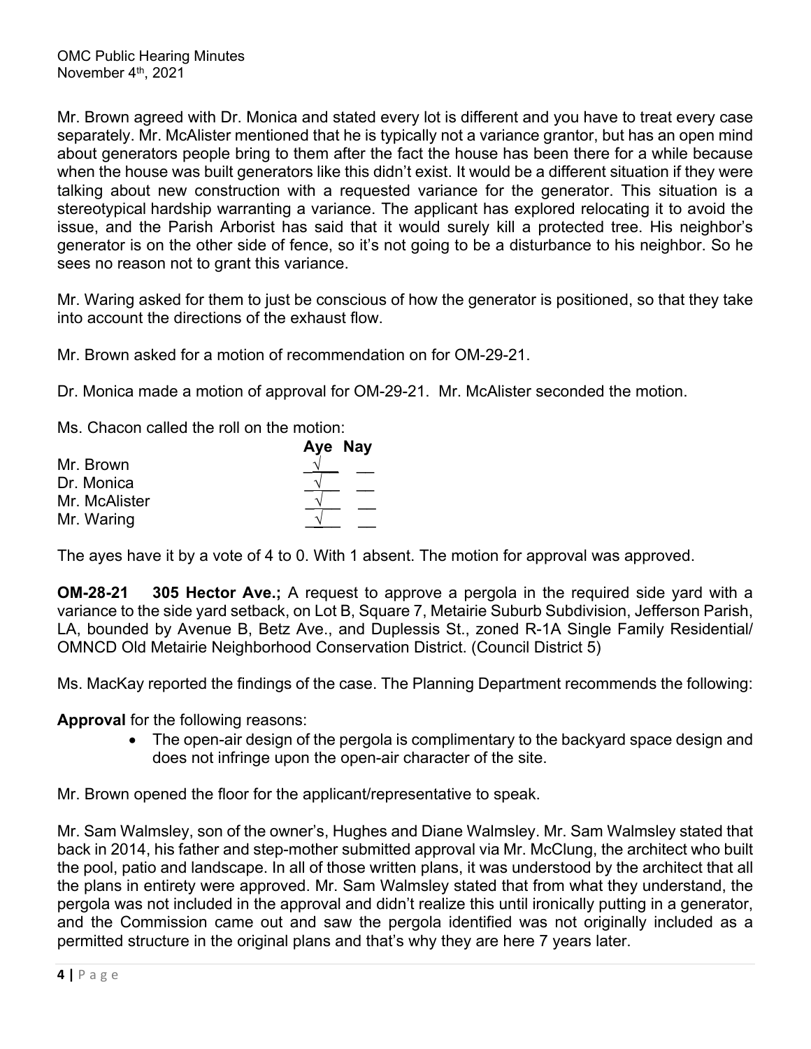Mr. Brown agreed with Dr. Monica and stated every lot is different and you have to treat every case separately. Mr. McAlister mentioned that he is typically not a variance grantor, but has an open mind about generators people bring to them after the fact the house has been there for a while because when the house was built generators like this didn't exist. It would be a different situation if they were talking about new construction with a requested variance for the generator. This situation is a stereotypical hardship warranting a variance. The applicant has explored relocating it to avoid the issue, and the Parish Arborist has said that it would surely kill a protected tree. His neighbor's generator is on the other side of fence, so it's not going to be a disturbance to his neighbor. So he sees no reason not to grant this variance.

Mr. Waring asked for them to just be conscious of how the generator is positioned, so that they take into account the directions of the exhaust flow.

Mr. Brown asked for a motion of recommendation on for OM-29-21.

Dr. Monica made a motion of approval for OM-29-21. Mr. McAlister seconded the motion.

Ms. Chacon called the roll on the motion:

| | Aye | Nay |
|---|---|---|
| Mr. Brown | √ | |
| Dr. Monica | √ | |
| Mr. McAlister | √ | |
| Mr. Waring | √ | |

The ayes have it by a vote of 4 to 0. With 1 absent. The motion for approval was approved.

**OM-28-21 305 Hector Ave.;** A request to approve a pergola in the required side yard with a variance to the side yard setback, on Lot B, Square 7, Metairie Suburb Subdivision, Jefferson Parish, LA, bounded by Avenue B, Betz Ave., and Duplessis St., zoned R-1A Single Family Residential/ OMNCD Old Metairie Neighborhood Conservation District. (Council District 5)

Ms. MacKay reported the findings of the case. The Planning Department recommends the following:

**Approval** for the following reasons:

- The open-air design of the pergola is complimentary to the backyard space design and does not infringe upon the open-air character of the site.

Mr. Brown opened the floor for the applicant/representative to speak.

Mr. Sam Walmsley, son of the owner's, Hughes and Diane Walmsley. Mr. Sam Walmsley stated that back in 2014, his father and step-mother submitted approval via Mr. McClung, the architect who built the pool, patio and landscape. In all of those written plans, it was understood by the architect that all the plans in entirety were approved. Mr. Sam Walmsley stated that from what they understand, the pergola was not included in the approval and didn't realize this until ironically putting in a generator, and the Commission came out and saw the pergola identified was not originally included as a permitted structure in the original plans and that's why they are here 7 years later.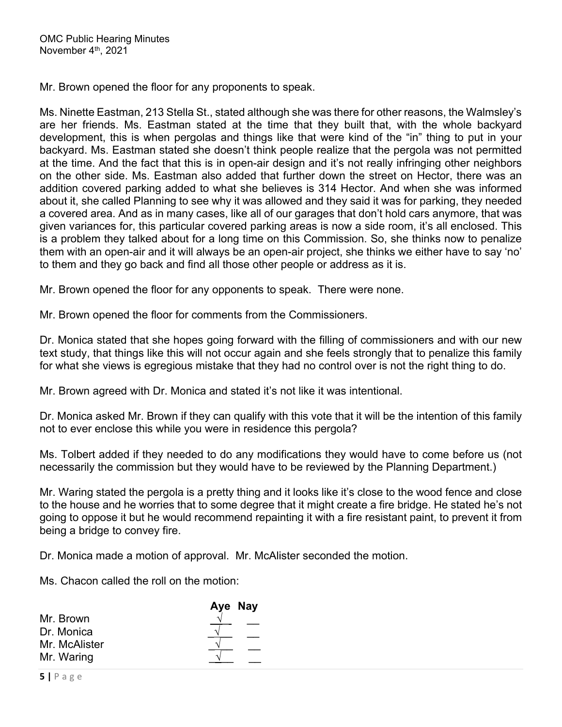Mr. Brown opened the floor for any proponents to speak.

Ms. Ninette Eastman, 213 Stella St., stated although she was there for other reasons, the Walmsley's are her friends. Ms. Eastman stated at the time that they built that, with the whole backyard development, this is when pergolas and things like that were kind of the "in" thing to put in your backyard. Ms. Eastman stated she doesn't think people realize that the pergola was not permitted at the time. And the fact that this is in open-air design and it's not really infringing other neighbors on the other side. Ms. Eastman also added that further down the street on Hector, there was an addition covered parking added to what she believes is 314 Hector. And when she was informed about it, she called Planning to see why it was allowed and they said it was for parking, they needed a covered area. And as in many cases, like all of our garages that don't hold cars anymore, that was given variances for, this particular covered parking areas is now a side room, it's all enclosed. This is a problem they talked about for a long time on this Commission. So, she thinks now to penalize them with an open-air and it will always be an open-air project, she thinks we either have to say 'no' to them and they go back and find all those other people or address as it is.

Mr. Brown opened the floor for any opponents to speak. There were none.

Mr. Brown opened the floor for comments from the Commissioners.

Dr. Monica stated that she hopes going forward with the filling of commissioners and with our new text study, that things like this will not occur again and she feels strongly that to penalize this family for what she views is egregious mistake that they had no control over is not the right thing to do.

Mr. Brown agreed with Dr. Monica and stated it's not like it was intentional.

Dr. Monica asked Mr. Brown if they can qualify with this vote that it will be the intention of this family not to ever enclose this while you were in residence this pergola?

Ms. Tolbert added if they needed to do any modifications they would have to come before us (not necessarily the commission but they would have to be reviewed by the Planning Department.)

Mr. Waring stated the pergola is a pretty thing and it looks like it's close to the wood fence and close to the house and he worries that to some degree that it might create a fire bridge. He stated he's not going to oppose it but he would recommend repainting it with a fire resistant paint, to prevent it from being a bridge to convey fire.

Dr. Monica made a motion of approval. Mr. McAlister seconded the motion.

Ms. Chacon called the roll on the motion:

| | Aye | Nay |
|---|---|---|
| Mr. Brown | √ | |
| Dr. Monica | √ | |
| Mr. McAlister | √ | |
| Mr. Waring | √ | |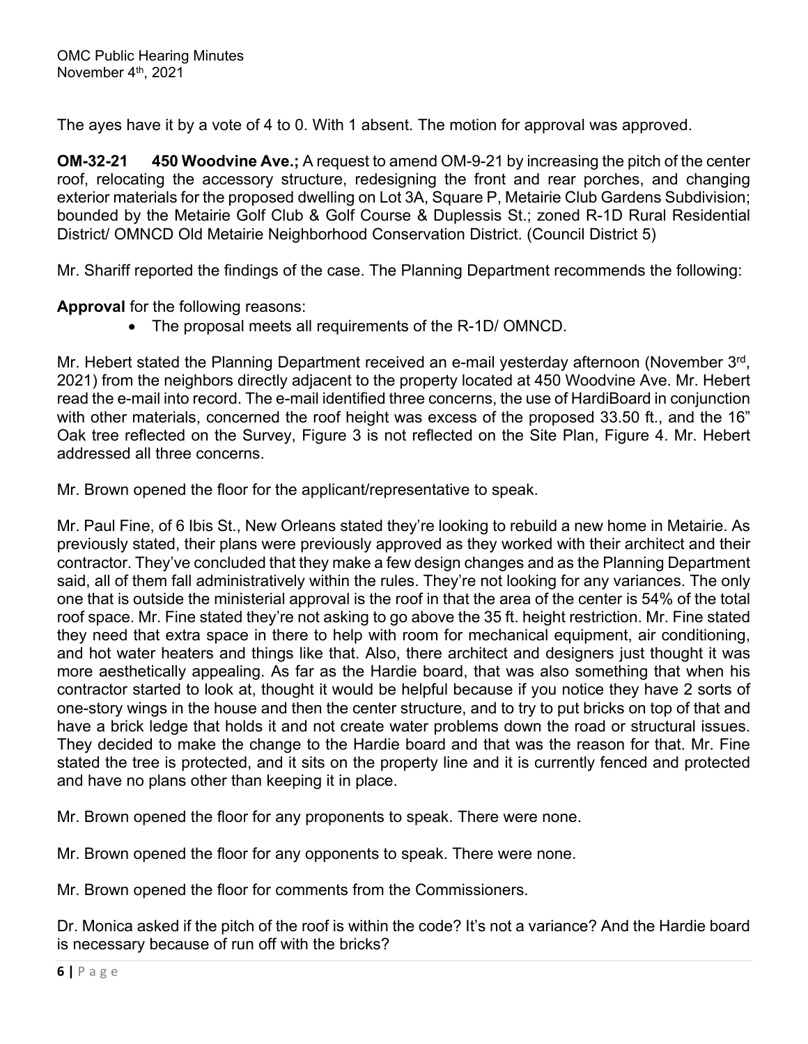The ayes have it by a vote of 4 to 0. With 1 absent. The motion for approval was approved.

**OM-32-21 450 Woodvine Ave.;** A request to amend OM-9-21 by increasing the pitch of the center roof, relocating the accessory structure, redesigning the front and rear porches, and changing exterior materials for the proposed dwelling on Lot 3A, Square P, Metairie Club Gardens Subdivision; bounded by the Metairie Golf Club & Golf Course & Duplessis St.; zoned R-1D Rural Residential District/ OMNCD Old Metairie Neighborhood Conservation District. (Council District 5)

Mr. Shariff reported the findings of the case. The Planning Department recommends the following:

**Approval** for the following reasons:

- The proposal meets all requirements of the R-1D/ OMNCD.

Mr. Hebert stated the Planning Department received an e-mail yesterday afternoon (November 3rd, 2021) from the neighbors directly adjacent to the property located at 450 Woodvine Ave. Mr. Hebert read the e-mail into record. The e-mail identified three concerns, the use of HardiBoard in conjunction with other materials, concerned the roof height was excess of the proposed 33.50 ft., and the 16" Oak tree reflected on the Survey, Figure 3 is not reflected on the Site Plan, Figure 4. Mr. Hebert addressed all three concerns.

Mr. Brown opened the floor for the applicant/representative to speak.

Mr. Paul Fine, of 6 Ibis St., New Orleans stated they're looking to rebuild a new home in Metairie. As previously stated, their plans were previously approved as they worked with their architect and their contractor. They've concluded that they make a few design changes and as the Planning Department said, all of them fall administratively within the rules. They're not looking for any variances. The only one that is outside the ministerial approval is the roof in that the area of the center is 54% of the total roof space. Mr. Fine stated they're not asking to go above the 35 ft. height restriction. Mr. Fine stated they need that extra space in there to help with room for mechanical equipment, air conditioning, and hot water heaters and things like that. Also, there architect and designers just thought it was more aesthetically appealing. As far as the Hardie board, that was also something that when his contractor started to look at, thought it would be helpful because if you notice they have 2 sorts of one-story wings in the house and then the center structure, and to try to put bricks on top of that and have a brick ledge that holds it and not create water problems down the road or structural issues. They decided to make the change to the Hardie board and that was the reason for that. Mr. Fine stated the tree is protected, and it sits on the property line and it is currently fenced and protected and have no plans other than keeping it in place.

Mr. Brown opened the floor for any proponents to speak. There were none.

Mr. Brown opened the floor for any opponents to speak. There were none.

Mr. Brown opened the floor for comments from the Commissioners.

Dr. Monica asked if the pitch of the roof is within the code? It's not a variance? And the Hardie board is necessary because of run off with the bricks?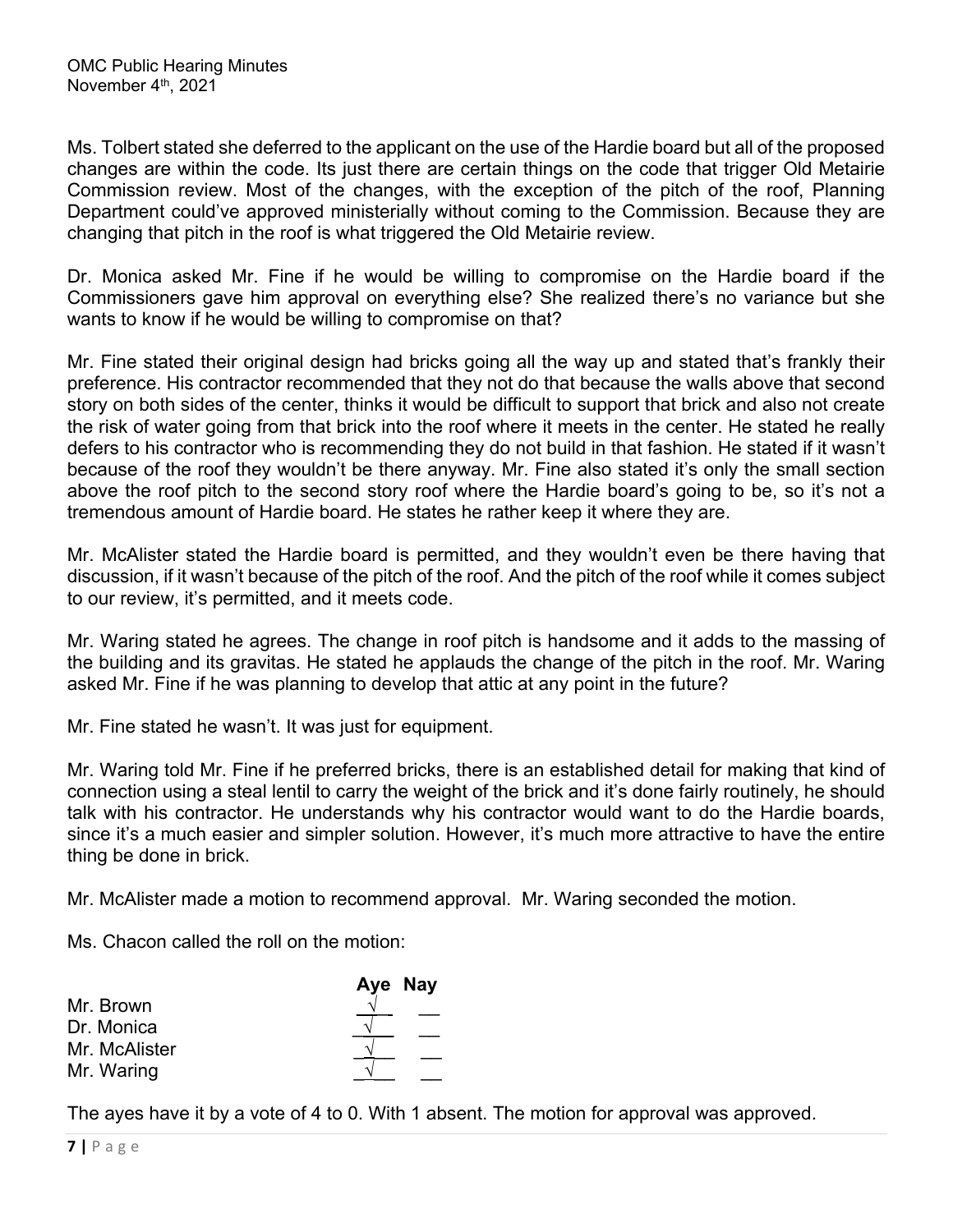Ms. Tolbert stated she deferred to the applicant on the use of the Hardie board but all of the proposed changes are within the code. Its just there are certain things on the code that trigger Old Metairie Commission review. Most of the changes, with the exception of the pitch of the roof, Planning Department could've approved ministerially without coming to the Commission. Because they are changing that pitch in the roof is what triggered the Old Metairie review.

Dr. Monica asked Mr. Fine if he would be willing to compromise on the Hardie board if the Commissioners gave him approval on everything else? She realized there's no variance but she wants to know if he would be willing to compromise on that?

Mr. Fine stated their original design had bricks going all the way up and stated that's frankly their preference. His contractor recommended that they not do that because the walls above that second story on both sides of the center, thinks it would be difficult to support that brick and also not create the risk of water going from that brick into the roof where it meets in the center. He stated he really defers to his contractor who is recommending they do not build in that fashion. He stated if it wasn't because of the roof they wouldn't be there anyway. Mr. Fine also stated it's only the small section above the roof pitch to the second story roof where the Hardie board's going to be, so it's not a tremendous amount of Hardie board. He states he rather keep it where they are.

Mr. McAlister stated the Hardie board is permitted, and they wouldn't even be there having that discussion, if it wasn't because of the pitch of the roof. And the pitch of the roof while it comes subject to our review, it's permitted, and it meets code.

Mr. Waring stated he agrees. The change in roof pitch is handsome and it adds to the massing of the building and its gravitas. He stated he applauds the change of the pitch in the roof. Mr. Waring asked Mr. Fine if he was planning to develop that attic at any point in the future?

Mr. Fine stated he wasn't. It was just for equipment.

Mr. Waring told Mr. Fine if he preferred bricks, there is an established detail for making that kind of connection using a steal lentil to carry the weight of the brick and it's done fairly routinely, he should talk with his contractor. He understands why his contractor would want to do the Hardie boards, since it's a much easier and simpler solution. However, it's much more attractive to have the entire thing be done in brick.

Mr. McAlister made a motion to recommend approval. Mr. Waring seconded the motion.

Ms. Chacon called the roll on the motion:

| | Aye | Nay |
|---|---|---|
| Mr. Brown | √ | |
| Dr. Monica | √ | |
| Mr. McAlister | √ | |
| Mr. Waring | √ | |

The ayes have it by a vote of 4 to 0. With 1 absent. The motion for approval was approved.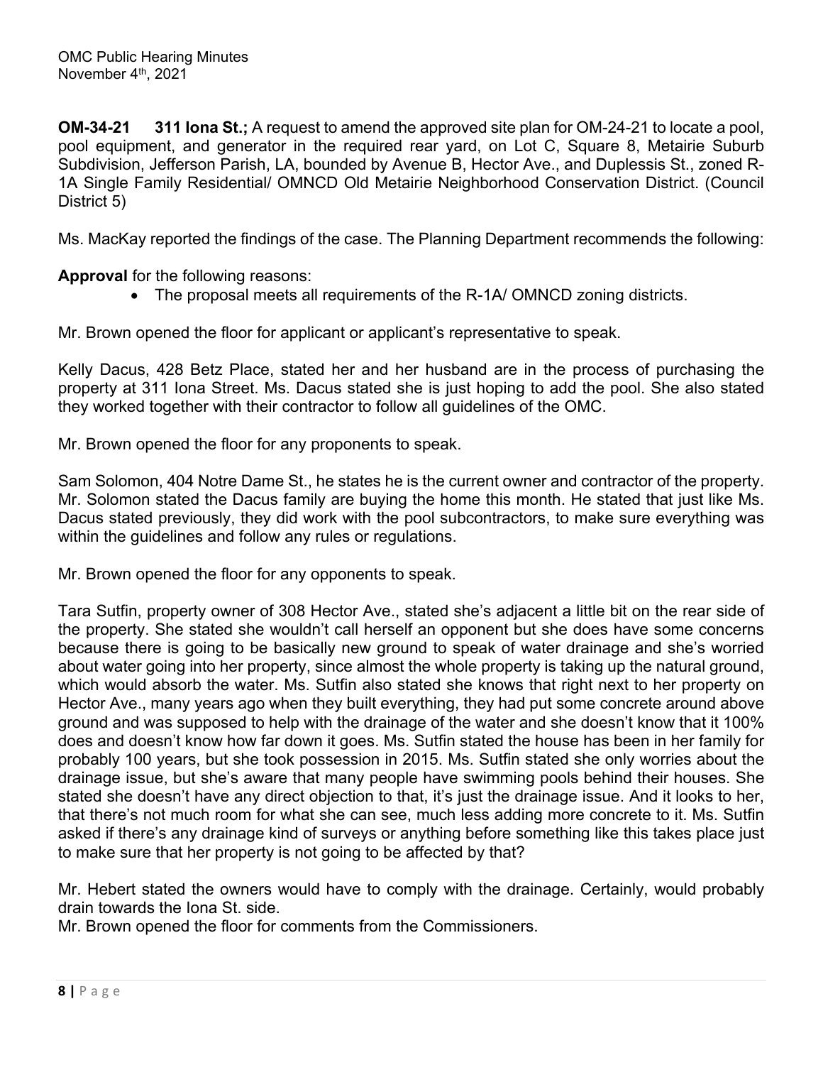**OM-34-21 311 Iona St.;** A request to amend the approved site plan for OM-24-21 to locate a pool, pool equipment, and generator in the required rear yard, on Lot C, Square 8, Metairie Suburb Subdivision, Jefferson Parish, LA, bounded by Avenue B, Hector Ave., and Duplessis St., zoned R-1A Single Family Residential/ OMNCD Old Metairie Neighborhood Conservation District. (Council District 5)

Ms. MacKay reported the findings of the case. The Planning Department recommends the following:

**Approval** for the following reasons:

- The proposal meets all requirements of the R-1A/ OMNCD zoning districts.

Mr. Brown opened the floor for applicant or applicant's representative to speak.

Kelly Dacus, 428 Betz Place, stated her and her husband are in the process of purchasing the property at 311 Iona Street. Ms. Dacus stated she is just hoping to add the pool. She also stated they worked together with their contractor to follow all guidelines of the OMC.

Mr. Brown opened the floor for any proponents to speak.

Sam Solomon, 404 Notre Dame St., he states he is the current owner and contractor of the property. Mr. Solomon stated the Dacus family are buying the home this month. He stated that just like Ms. Dacus stated previously, they did work with the pool subcontractors, to make sure everything was within the guidelines and follow any rules or regulations.

Mr. Brown opened the floor for any opponents to speak.

Tara Sutfin, property owner of 308 Hector Ave., stated she's adjacent a little bit on the rear side of the property. She stated she wouldn't call herself an opponent but she does have some concerns because there is going to be basically new ground to speak of water drainage and she's worried about water going into her property, since almost the whole property is taking up the natural ground, which would absorb the water. Ms. Sutfin also stated she knows that right next to her property on Hector Ave., many years ago when they built everything, they had put some concrete around above ground and was supposed to help with the drainage of the water and she doesn't know that it 100% does and doesn't know how far down it goes. Ms. Sutfin stated the house has been in her family for probably 100 years, but she took possession in 2015. Ms. Sutfin stated she only worries about the drainage issue, but she's aware that many people have swimming pools behind their houses. She stated she doesn't have any direct objection to that, it's just the drainage issue. And it looks to her, that there's not much room for what she can see, much less adding more concrete to it. Ms. Sutfin asked if there's any drainage kind of surveys or anything before something like this takes place just to make sure that her property is not going to be affected by that?

Mr. Hebert stated the owners would have to comply with the drainage. Certainly, would probably drain towards the Iona St. side.

Mr. Brown opened the floor for comments from the Commissioners.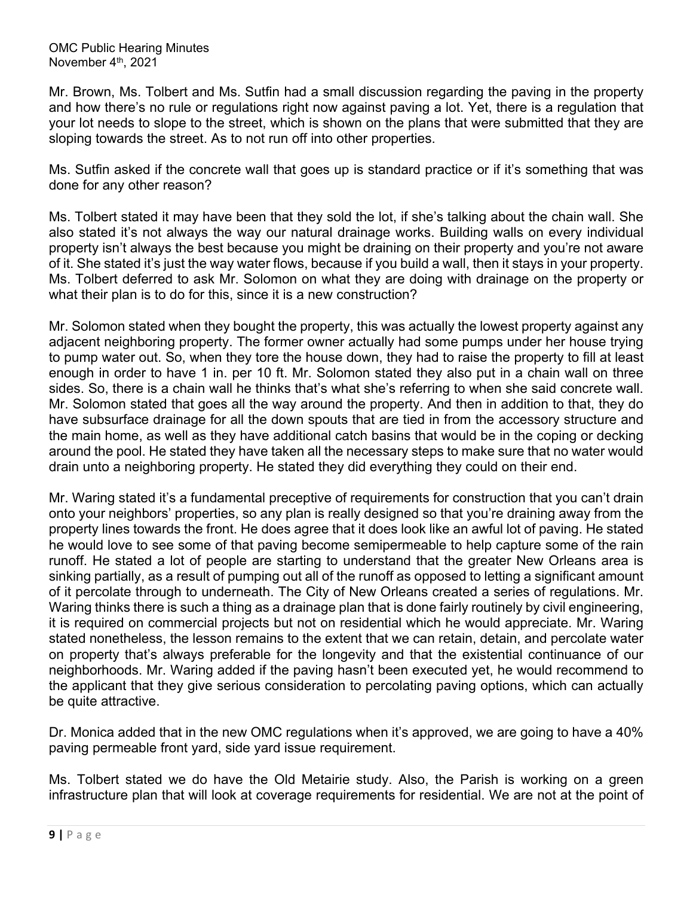Mr. Brown, Ms. Tolbert and Ms. Sutfin had a small discussion regarding the paving in the property and how there's no rule or regulations right now against paving a lot. Yet, there is a regulation that your lot needs to slope to the street, which is shown on the plans that were submitted that they are sloping towards the street. As to not run off into other properties.

Ms. Sutfin asked if the concrete wall that goes up is standard practice or if it's something that was done for any other reason?

Ms. Tolbert stated it may have been that they sold the lot, if she's talking about the chain wall. She also stated it's not always the way our natural drainage works. Building walls on every individual property isn't always the best because you might be draining on their property and you're not aware of it. She stated it's just the way water flows, because if you build a wall, then it stays in your property. Ms. Tolbert deferred to ask Mr. Solomon on what they are doing with drainage on the property or what their plan is to do for this, since it is a new construction?

Mr. Solomon stated when they bought the property, this was actually the lowest property against any adjacent neighboring property. The former owner actually had some pumps under her house trying to pump water out. So, when they tore the house down, they had to raise the property to fill at least enough in order to have 1 in. per 10 ft. Mr. Solomon stated they also put in a chain wall on three sides. So, there is a chain wall he thinks that's what she's referring to when she said concrete wall. Mr. Solomon stated that goes all the way around the property. And then in addition to that, they do have subsurface drainage for all the down spouts that are tied in from the accessory structure and the main home, as well as they have additional catch basins that would be in the coping or decking around the pool. He stated they have taken all the necessary steps to make sure that no water would drain unto a neighboring property. He stated they did everything they could on their end.

Mr. Waring stated it's a fundamental preceptive of requirements for construction that you can't drain onto your neighbors' properties, so any plan is really designed so that you're draining away from the property lines towards the front. He does agree that it does look like an awful lot of paving. He stated he would love to see some of that paving become semipermeable to help capture some of the rain runoff. He stated a lot of people are starting to understand that the greater New Orleans area is sinking partially, as a result of pumping out all of the runoff as opposed to letting a significant amount of it percolate through to underneath. The City of New Orleans created a series of regulations. Mr. Waring thinks there is such a thing as a drainage plan that is done fairly routinely by civil engineering, it is required on commercial projects but not on residential which he would appreciate. Mr. Waring stated nonetheless, the lesson remains to the extent that we can retain, detain, and percolate water on property that's always preferable for the longevity and that the existential continuance of our neighborhoods. Mr. Waring added if the paving hasn't been executed yet, he would recommend to the applicant that they give serious consideration to percolating paving options, which can actually be quite attractive.

Dr. Monica added that in the new OMC regulations when it's approved, we are going to have a 40% paving permeable front yard, side yard issue requirement.

Ms. Tolbert stated we do have the Old Metairie study. Also, the Parish is working on a green infrastructure plan that will look at coverage requirements for residential. We are not at the point of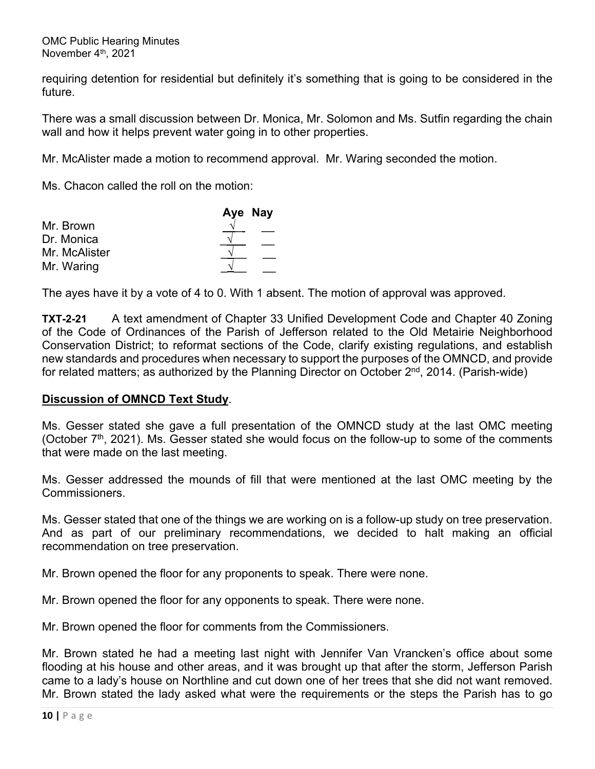requiring detention for residential but definitely it's something that is going to be considered in the future.

There was a small discussion between Dr. Monica, Mr. Solomon and Ms. Sutfin regarding the chain wall and how it helps prevent water going in to other properties.

Mr. McAlister made a motion to recommend approval. Mr. Waring seconded the motion.

Ms. Chacon called the roll on the motion:

| | Aye | Nay |
|---|---|---|
| Mr. Brown | √ | |
| Dr. Monica | √ | |
| Mr. McAlister | √ | |
| Mr. Waring | √ | |

The ayes have it by a vote of 4 to 0. With 1 absent. The motion of approval was approved.

**TXT-2-21** A text amendment of Chapter 33 Unified Development Code and Chapter 40 Zoning of the Code of Ordinances of the Parish of Jefferson related to the Old Metairie Neighborhood Conservation District; to reformat sections of the Code, clarify existing regulations, and establish new standards and procedures when necessary to support the purposes of the OMNCD, and provide for related matters; as authorized by the Planning Director on October 2nd, 2014. (Parish-wide)

**Discussion of OMNCD Text Study**.

Ms. Gesser stated she gave a full presentation of the OMNCD study at the last OMC meeting (October 7th, 2021). Ms. Gesser stated she would focus on the follow-up to some of the comments that were made on the last meeting.

Ms. Gesser addressed the mounds of fill that were mentioned at the last OMC meeting by the Commissioners.

Ms. Gesser stated that one of the things we are working on is a follow-up study on tree preservation. And as part of our preliminary recommendations, we decided to halt making an official recommendation on tree preservation.

Mr. Brown opened the floor for any proponents to speak. There were none.

Mr. Brown opened the floor for any opponents to speak. There were none.

Mr. Brown opened the floor for comments from the Commissioners.

Mr. Brown stated he had a meeting last night with Jennifer Van Vrancken's office about some flooding at his house and other areas, and it was brought up that after the storm, Jefferson Parish came to a lady's house on Northline and cut down one of her trees that she did not want removed. Mr. Brown stated the lady asked what were the requirements or the steps the Parish has to go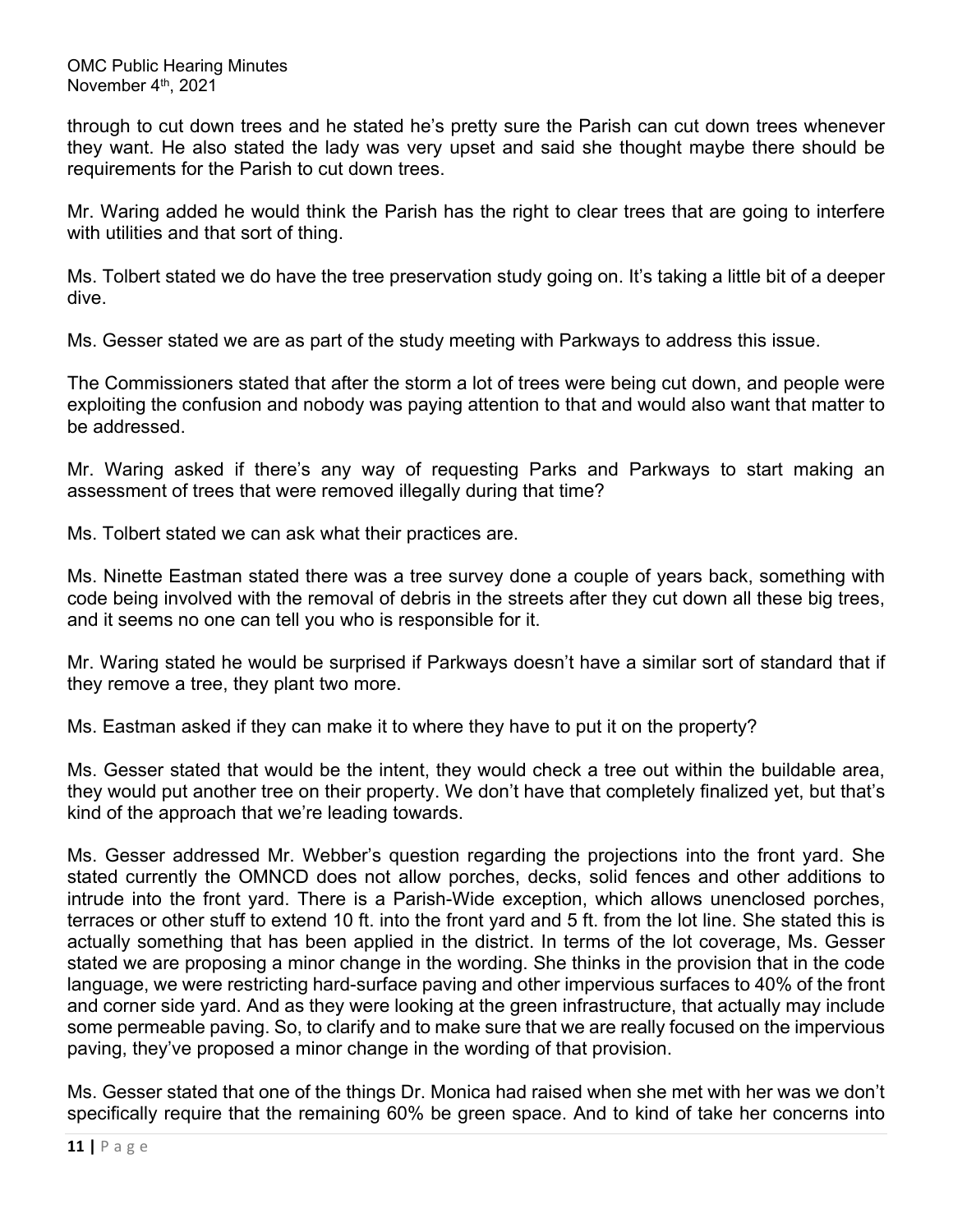through to cut down trees and he stated he's pretty sure the Parish can cut down trees whenever they want. He also stated the lady was very upset and said she thought maybe there should be requirements for the Parish to cut down trees.

Mr. Waring added he would think the Parish has the right to clear trees that are going to interfere with utilities and that sort of thing.

Ms. Tolbert stated we do have the tree preservation study going on. It's taking a little bit of a deeper dive.

Ms. Gesser stated we are as part of the study meeting with Parkways to address this issue.

The Commissioners stated that after the storm a lot of trees were being cut down, and people were exploiting the confusion and nobody was paying attention to that and would also want that matter to be addressed.

Mr. Waring asked if there's any way of requesting Parks and Parkways to start making an assessment of trees that were removed illegally during that time?

Ms. Tolbert stated we can ask what their practices are.

Ms. Ninette Eastman stated there was a tree survey done a couple of years back, something with code being involved with the removal of debris in the streets after they cut down all these big trees, and it seems no one can tell you who is responsible for it.

Mr. Waring stated he would be surprised if Parkways doesn't have a similar sort of standard that if they remove a tree, they plant two more.

Ms. Eastman asked if they can make it to where they have to put it on the property?

Ms. Gesser stated that would be the intent, they would check a tree out within the buildable area, they would put another tree on their property. We don't have that completely finalized yet, but that's kind of the approach that we're leading towards.

Ms. Gesser addressed Mr. Webber's question regarding the projections into the front yard. She stated currently the OMNCD does not allow porches, decks, solid fences and other additions to intrude into the front yard. There is a Parish-Wide exception, which allows unenclosed porches, terraces or other stuff to extend 10 ft. into the front yard and 5 ft. from the lot line. She stated this is actually something that has been applied in the district. In terms of the lot coverage, Ms. Gesser stated we are proposing a minor change in the wording. She thinks in the provision that in the code language, we were restricting hard-surface paving and other impervious surfaces to 40% of the front and corner side yard. And as they were looking at the green infrastructure, that actually may include some permeable paving. So, to clarify and to make sure that we are really focused on the impervious paving, they've proposed a minor change in the wording of that provision.

Ms. Gesser stated that one of the things Dr. Monica had raised when she met with her was we don't specifically require that the remaining 60% be green space. And to kind of take her concerns into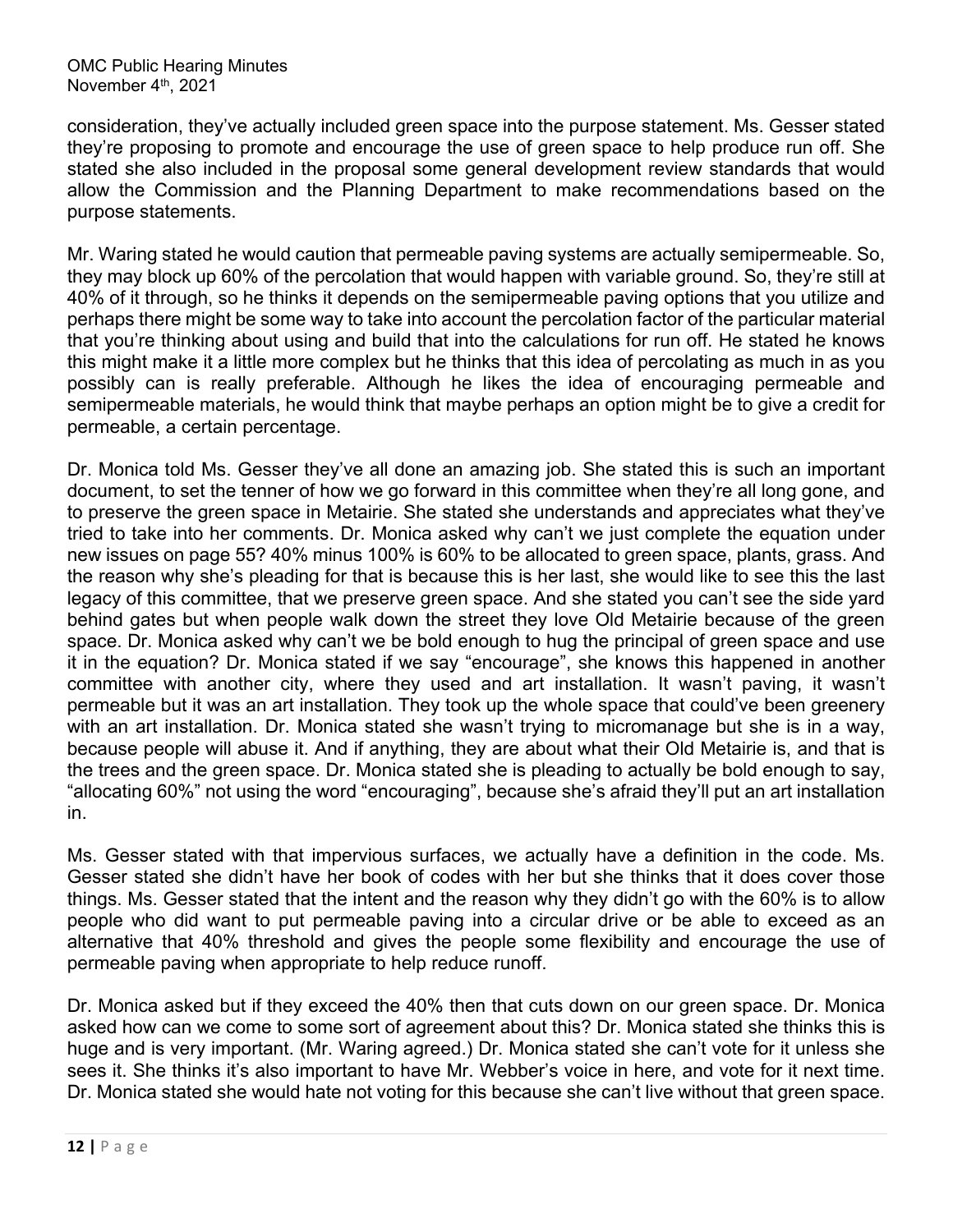consideration, they've actually included green space into the purpose statement. Ms. Gesser stated they're proposing to promote and encourage the use of green space to help produce run off. She stated she also included in the proposal some general development review standards that would allow the Commission and the Planning Department to make recommendations based on the purpose statements.

Mr. Waring stated he would caution that permeable paving systems are actually semipermeable. So, they may block up 60% of the percolation that would happen with variable ground. So, they're still at 40% of it through, so he thinks it depends on the semipermeable paving options that you utilize and perhaps there might be some way to take into account the percolation factor of the particular material that you're thinking about using and build that into the calculations for run off. He stated he knows this might make it a little more complex but he thinks that this idea of percolating as much in as you possibly can is really preferable. Although he likes the idea of encouraging permeable and semipermeable materials, he would think that maybe perhaps an option might be to give a credit for permeable, a certain percentage.

Dr. Monica told Ms. Gesser they've all done an amazing job. She stated this is such an important document, to set the tenner of how we go forward in this committee when they're all long gone, and to preserve the green space in Metairie. She stated she understands and appreciates what they've tried to take into her comments. Dr. Monica asked why can't we just complete the equation under new issues on page 55? 40% minus 100% is 60% to be allocated to green space, plants, grass. And the reason why she's pleading for that is because this is her last, she would like to see this the last legacy of this committee, that we preserve green space. And she stated you can't see the side yard behind gates but when people walk down the street they love Old Metairie because of the green space. Dr. Monica asked why can't we be bold enough to hug the principal of green space and use it in the equation? Dr. Monica stated if we say "encourage", she knows this happened in another committee with another city, where they used and art installation. It wasn't paving, it wasn't permeable but it was an art installation. They took up the whole space that could've been greenery with an art installation. Dr. Monica stated she wasn't trying to micromanage but she is in a way, because people will abuse it. And if anything, they are about what their Old Metairie is, and that is the trees and the green space. Dr. Monica stated she is pleading to actually be bold enough to say, "allocating 60%" not using the word "encouraging", because she's afraid they'll put an art installation in.

Ms. Gesser stated with that impervious surfaces, we actually have a definition in the code. Ms. Gesser stated she didn't have her book of codes with her but she thinks that it does cover those things. Ms. Gesser stated that the intent and the reason why they didn't go with the 60% is to allow people who did want to put permeable paving into a circular drive or be able to exceed as an alternative that 40% threshold and gives the people some flexibility and encourage the use of permeable paving when appropriate to help reduce runoff.

Dr. Monica asked but if they exceed the 40% then that cuts down on our green space. Dr. Monica asked how can we come to some sort of agreement about this? Dr. Monica stated she thinks this is huge and is very important. (Mr. Waring agreed.) Dr. Monica stated she can't vote for it unless she sees it. She thinks it's also important to have Mr. Webber's voice in here, and vote for it next time. Dr. Monica stated she would hate not voting for this because she can't live without that green space.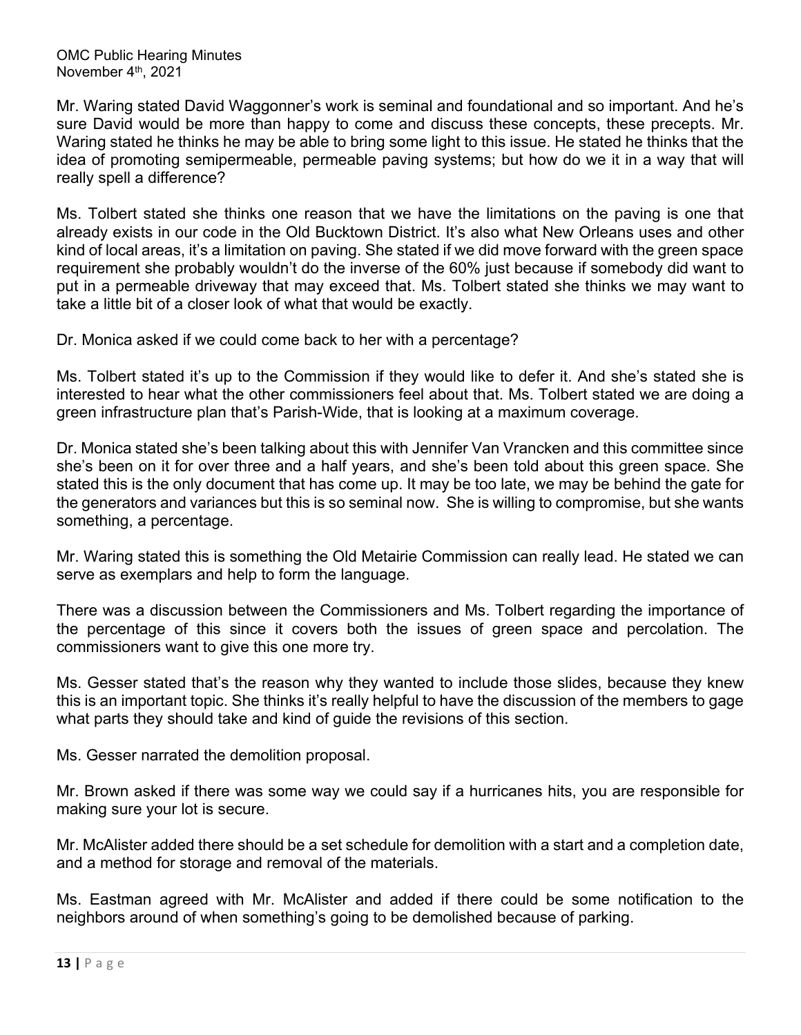Mr. Waring stated David Waggonner's work is seminal and foundational and so important. And he's sure David would be more than happy to come and discuss these concepts, these precepts. Mr. Waring stated he thinks he may be able to bring some light to this issue. He stated he thinks that the idea of promoting semipermeable, permeable paving systems; but how do we it in a way that will really spell a difference?

Ms. Tolbert stated she thinks one reason that we have the limitations on the paving is one that already exists in our code in the Old Bucktown District. It's also what New Orleans uses and other kind of local areas, it's a limitation on paving. She stated if we did move forward with the green space requirement she probably wouldn't do the inverse of the 60% just because if somebody did want to put in a permeable driveway that may exceed that. Ms. Tolbert stated she thinks we may want to take a little bit of a closer look of what that would be exactly.

Dr. Monica asked if we could come back to her with a percentage?

Ms. Tolbert stated it's up to the Commission if they would like to defer it. And she's stated she is interested to hear what the other commissioners feel about that. Ms. Tolbert stated we are doing a green infrastructure plan that's Parish-Wide, that is looking at a maximum coverage.

Dr. Monica stated she's been talking about this with Jennifer Van Vrancken and this committee since she's been on it for over three and a half years, and she's been told about this green space. She stated this is the only document that has come up. It may be too late, we may be behind the gate for the generators and variances but this is so seminal now. She is willing to compromise, but she wants something, a percentage.

Mr. Waring stated this is something the Old Metairie Commission can really lead. He stated we can serve as exemplars and help to form the language.

There was a discussion between the Commissioners and Ms. Tolbert regarding the importance of the percentage of this since it covers both the issues of green space and percolation. The commissioners want to give this one more try.

Ms. Gesser stated that's the reason why they wanted to include those slides, because they knew this is an important topic. She thinks it's really helpful to have the discussion of the members to gage what parts they should take and kind of guide the revisions of this section.

Ms. Gesser narrated the demolition proposal.

Mr. Brown asked if there was some way we could say if a hurricanes hits, you are responsible for making sure your lot is secure.

Mr. McAlister added there should be a set schedule for demolition with a start and a completion date, and a method for storage and removal of the materials.

Ms. Eastman agreed with Mr. McAlister and added if there could be some notification to the neighbors around of when something's going to be demolished because of parking.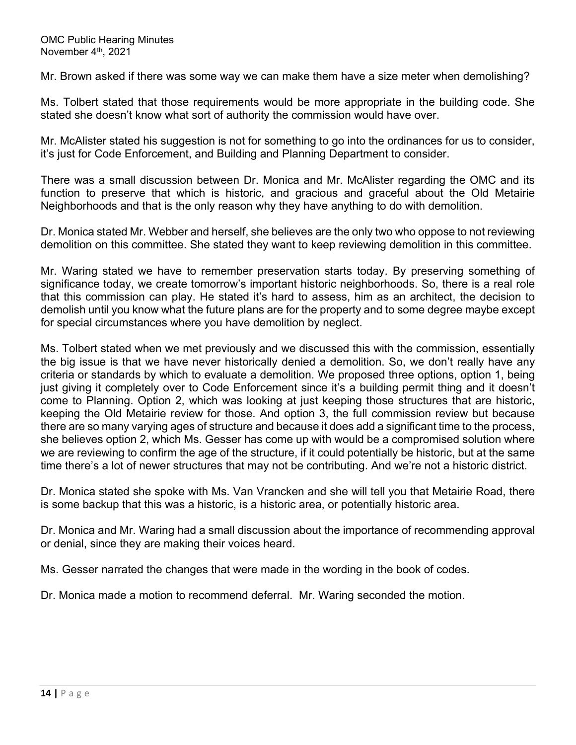Mr. Brown asked if there was some way we can make them have a size meter when demolishing?

Ms. Tolbert stated that those requirements would be more appropriate in the building code. She stated she doesn't know what sort of authority the commission would have over.

Mr. McAlister stated his suggestion is not for something to go into the ordinances for us to consider, it's just for Code Enforcement, and Building and Planning Department to consider.

There was a small discussion between Dr. Monica and Mr. McAlister regarding the OMC and its function to preserve that which is historic, and gracious and graceful about the Old Metairie Neighborhoods and that is the only reason why they have anything to do with demolition.

Dr. Monica stated Mr. Webber and herself, she believes are the only two who oppose to not reviewing demolition on this committee. She stated they want to keep reviewing demolition in this committee.

Mr. Waring stated we have to remember preservation starts today. By preserving something of significance today, we create tomorrow's important historic neighborhoods. So, there is a real role that this commission can play. He stated it's hard to assess, him as an architect, the decision to demolish until you know what the future plans are for the property and to some degree maybe except for special circumstances where you have demolition by neglect.

Ms. Tolbert stated when we met previously and we discussed this with the commission, essentially the big issue is that we have never historically denied a demolition. So, we don't really have any criteria or standards by which to evaluate a demolition. We proposed three options, option 1, being just giving it completely over to Code Enforcement since it's a building permit thing and it doesn't come to Planning. Option 2, which was looking at just keeping those structures that are historic, keeping the Old Metairie review for those. And option 3, the full commission review but because there are so many varying ages of structure and because it does add a significant time to the process, she believes option 2, which Ms. Gesser has come up with would be a compromised solution where we are reviewing to confirm the age of the structure, if it could potentially be historic, but at the same time there's a lot of newer structures that may not be contributing. And we're not a historic district.

Dr. Monica stated she spoke with Ms. Van Vrancken and she will tell you that Metairie Road, there is some backup that this was a historic, is a historic area, or potentially historic area.

Dr. Monica and Mr. Waring had a small discussion about the importance of recommending approval or denial, since they are making their voices heard.

Ms. Gesser narrated the changes that were made in the wording in the book of codes.

Dr. Monica made a motion to recommend deferral. Mr. Waring seconded the motion.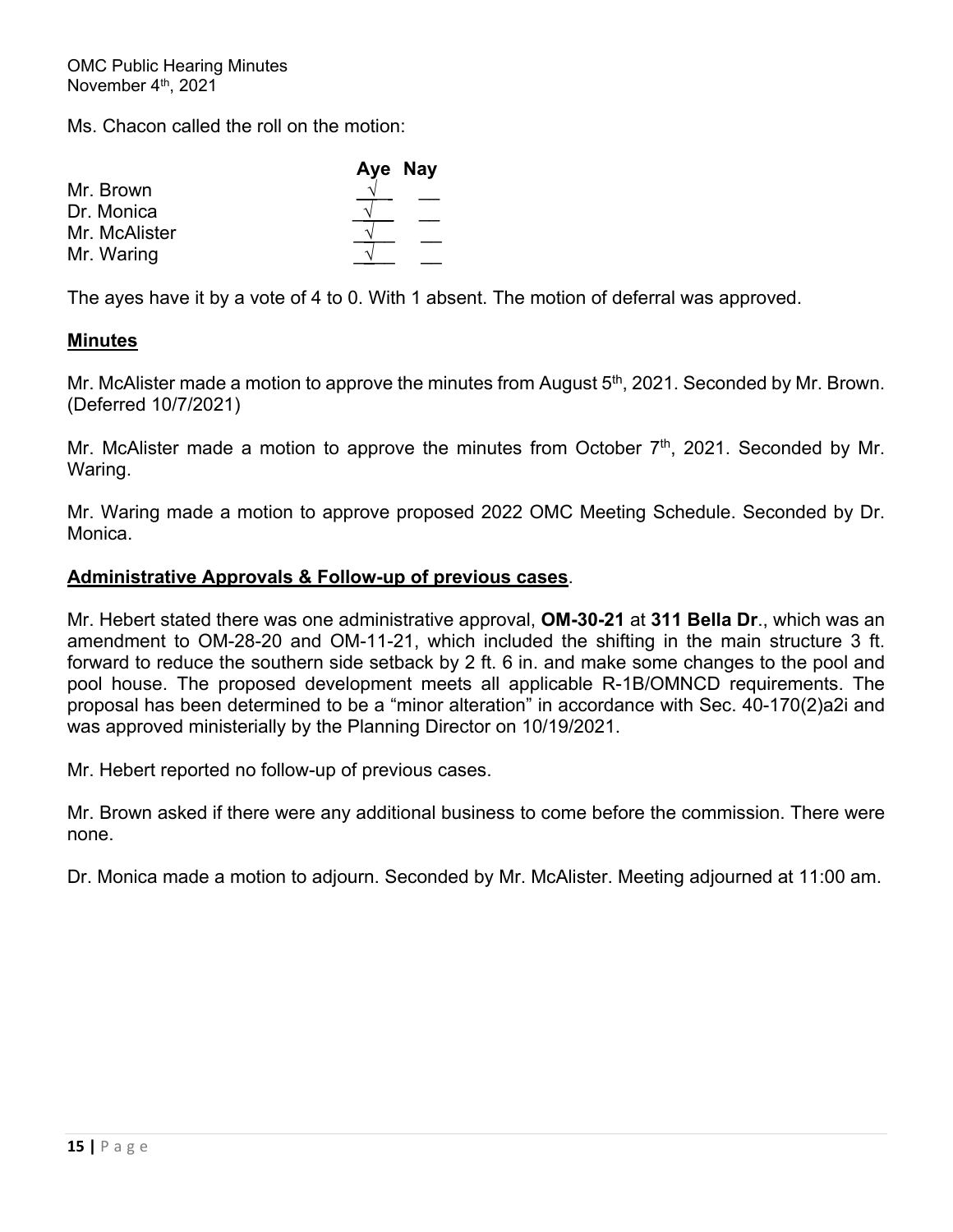Ms. Chacon called the roll on the motion:

| | Aye | Nay |
|---|---|---|
| Mr. Brown | √ | |
| Dr. Monica | √ | |
| Mr. McAlister | √ | |
| Mr. Waring | √ | |

The ayes have it by a vote of 4 to 0. With 1 absent. The motion of deferral was approved.

## Minutes

Mr. McAlister made a motion to approve the minutes from August 5th, 2021. Seconded by Mr. Brown. (Deferred 10/7/2021)

Mr. McAlister made a motion to approve the minutes from October 7th, 2021. Seconded by Mr. Waring.

Mr. Waring made a motion to approve proposed 2022 OMC Meeting Schedule. Seconded by Dr. Monica.

## Administrative Approvals & Follow-up of previous cases.

Mr. Hebert stated there was one administrative approval, **OM-30-21** at **311 Bella Dr**., which was an amendment to OM-28-20 and OM-11-21, which included the shifting in the main structure 3 ft. forward to reduce the southern side setback by 2 ft. 6 in. and make some changes to the pool and pool house. The proposed development meets all applicable R-1B/OMNCD requirements. The proposal has been determined to be a "minor alteration" in accordance with Sec. 40-170(2)a2i and was approved ministerially by the Planning Director on 10/19/2021.

Mr. Hebert reported no follow-up of previous cases.

Mr. Brown asked if there were any additional business to come before the commission. There were none.

Dr. Monica made a motion to adjourn. Seconded by Mr. McAlister. Meeting adjourned at 11:00 am.